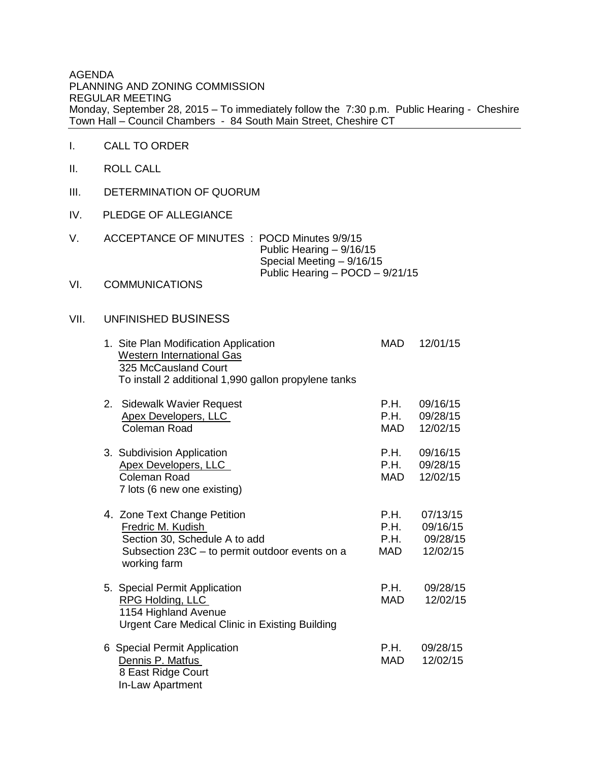AGENDA
PLANNING AND ZONING COMMISSION
REGULAR MEETING
Monday, September 28, 2015 – To immediately follow the 7:30 p.m. Public Hearing - Cheshire Town Hall – Council Chambers - 84 South Main Street, Cheshire CT

---

I. CALL TO ORDER

II. ROLL CALL

III. DETERMINATION OF QUORUM

IV. PLEDGE OF ALLEGIANCE

V. ACCEPTANCE OF MINUTES : POCD Minutes 9/9/15
Public Hearing – 9/16/15
Special Meeting – 9/16/15
Public Hearing – POCD – 9/21/15

VI. COMMUNICATIONS

VII. UNFINISHED BUSINESS

1. Site Plan Modification Application — MAD 12/01/15
<u>Western International Gas</u>
325 McCausland Court
To install 2 additional 1,990 gallon propylene tanks

2. Sidewalk Wavier Request — P.H. 09/16/15; P.H. 09/28/15; MAD 12/02/15
<u>Apex Developers, LLC</u>
Coleman Road

3. Subdivision Application — P.H. 09/16/15; P.H. 09/28/15; MAD 12/02/15
<u>Apex Developers, LLC</u>
Coleman Road
7 lots (6 new one existing)

4. Zone Text Change Petition — P.H. 07/13/15; P.H. 09/16/15; P.H. 09/28/15; MAD 12/02/15
<u>Fredric M. Kudish</u>
Section 30, Schedule A to add
Subsection 23C – to permit outdoor events on a working farm

5. Special Permit Application — P.H. 09/28/15; MAD 12/02/15
<u>RPG Holding, LLC</u>
1154 Highland Avenue
Urgent Care Medical Clinic in Existing Building

6 Special Permit Application — P.H. 09/28/15; MAD 12/02/15
<u>Dennis P. Matfus</u>
8 East Ridge Court
In-Law Apartment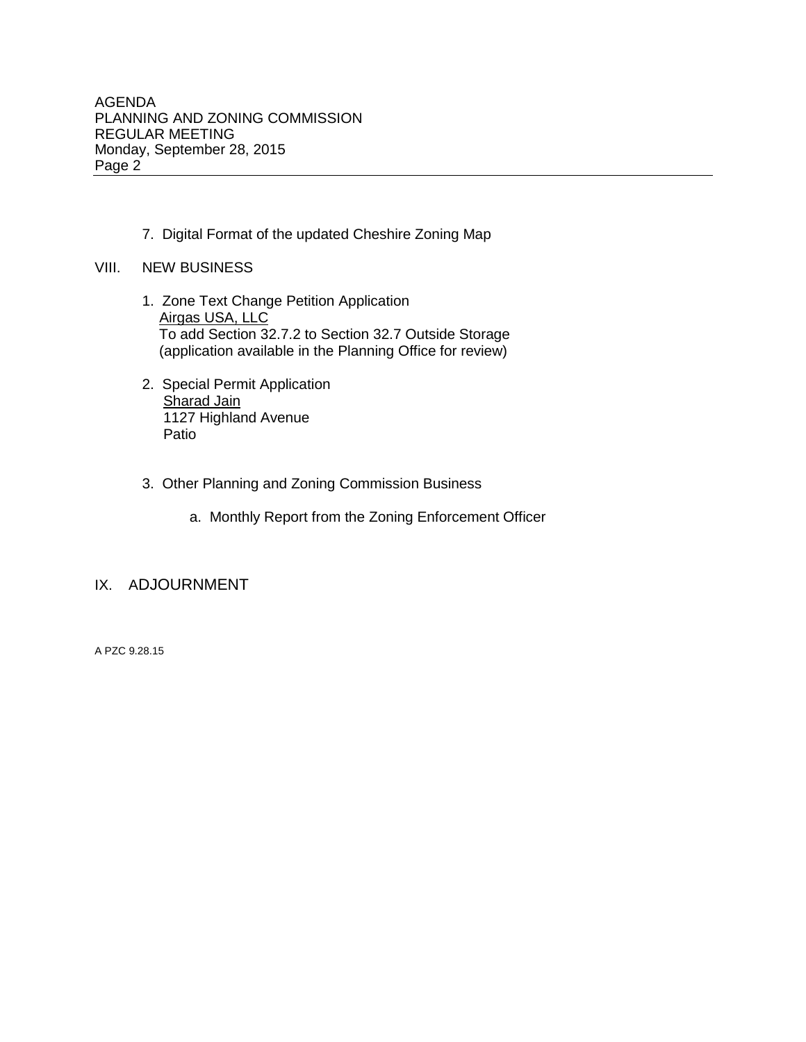7. Digital Format of the updated Cheshire Zoning Map

## VIII. NEW BUSINESS

1. Zone Text Change Petition Application
   Airgas USA, LLC
   To add Section 32.7.2 to Section 32.7 Outside Storage
   (application available in the Planning Office for review)

2. Special Permit Application
   Sharad Jain
   1127 Highland Avenue
   Patio

3. Other Planning and Zoning Commission Business

   a. Monthly Report from the Zoning Enforcement Officer

## IX. ADJOURNMENT

A PZC 9.28.15